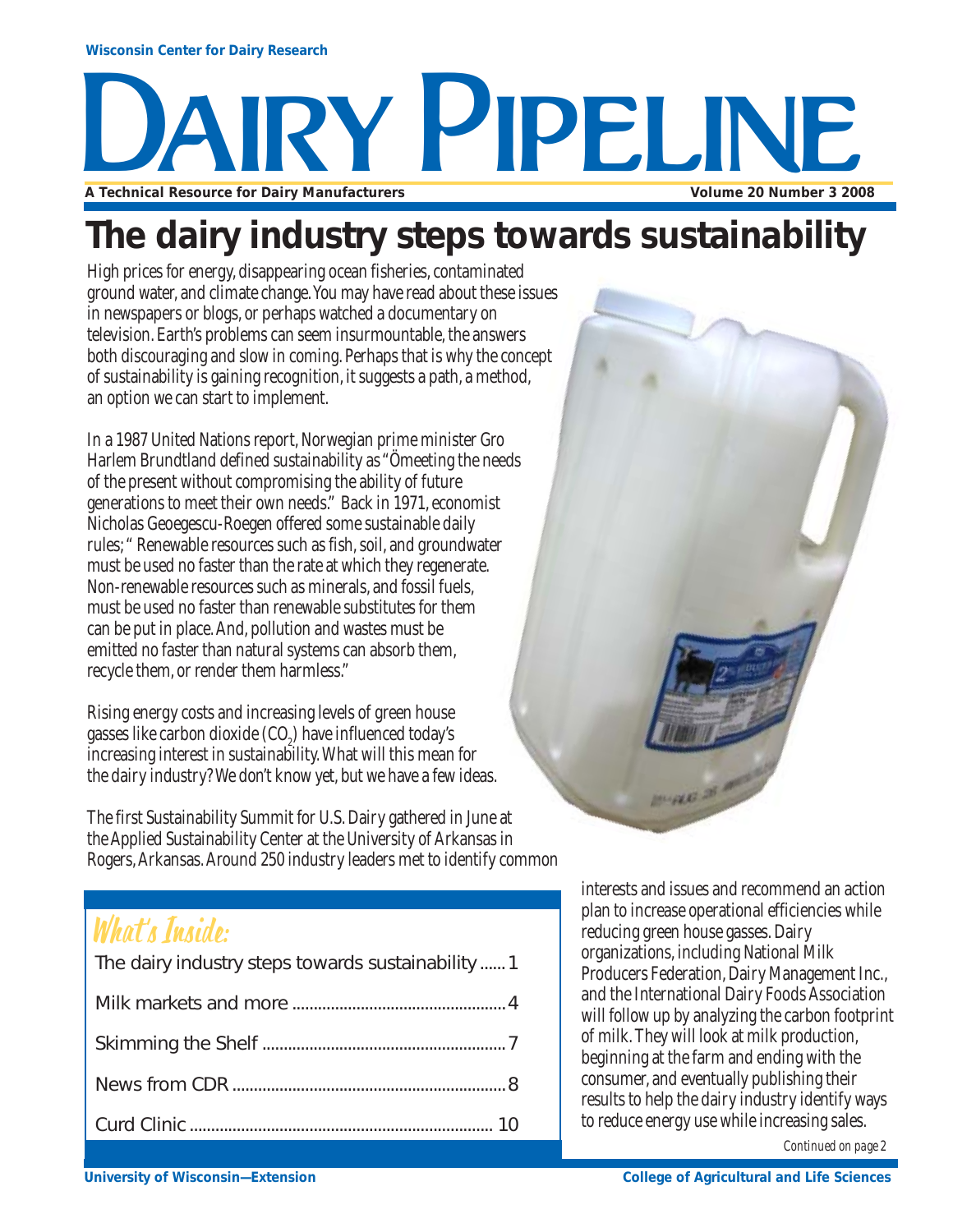Wisconsin Center for Dairy Research

# DAIRY PIPELINE

A Technical Resource for Dairy Manufacturers — Volume 20 Number 3 2008

## The dairy industry steps towards sustainability

High prices for energy, disappearing ocean fisheries, contaminated ground water, and climate change. You may have read about these issues in newspapers or blogs, or perhaps watched a documentary on television. Earth's problems can seem insurmountable, the answers both discouraging and slow in coming. Perhaps that is why the concept of sustainability is gaining recognition, it suggests a path, a method, an option we can start to implement.

In a 1987 United Nations report, Norwegian prime minister Gro Harlem Brundtland defined sustainability as "Ömeeting the needs of the present without compromising the ability of future generations to meet their own needs." Back in 1971, economist Nicholas Geoegescu-Roegen offered some sustainable daily rules; " Renewable resources such as fish, soil, and groundwater must be used no faster than the rate at which they regenerate. Non-renewable resources such as minerals, and fossil fuels, must be used no faster than renewable substitutes for them can be put in place. And, pollution and wastes must be emitted no faster than natural systems can absorb them, recycle them, or render them harmless."

Rising energy costs and increasing levels of green house gasses like carbon dioxide ($CO_2$) have influenced today's increasing interest in sustainability. What will this mean for the dairy industry? We don't know yet, but we have a few ideas.

The first Sustainability Summit for U.S. Dairy gathered in June at the Applied Sustainability Center at the University of Arkansas in Rogers, Arkansas. Around 250 industry leaders met to identify common interests and issues and recommend an action plan to increase operational efficiencies while reducing green house gasses. Dairy organizations, including National Milk Producers Federation, Dairy Management Inc., and the International Dairy Foods Association will follow up by analyzing the carbon footprint of milk. They will look at milk production, beginning at the farm and ending with the consumer, and eventually publishing their results to help the dairy industry identify ways to reduce energy use while increasing sales.

*Continued on page 2*

### What's Inside:

- The dairy industry steps towards sustainability ...... 1
- Milk markets and more ...... 4
- Skimming the Shelf ...... 7
- News from CDR ...... 8
- Curd Clinic ...... 10

University of Wisconsin—Extension — College of Agricultural and Life Sciences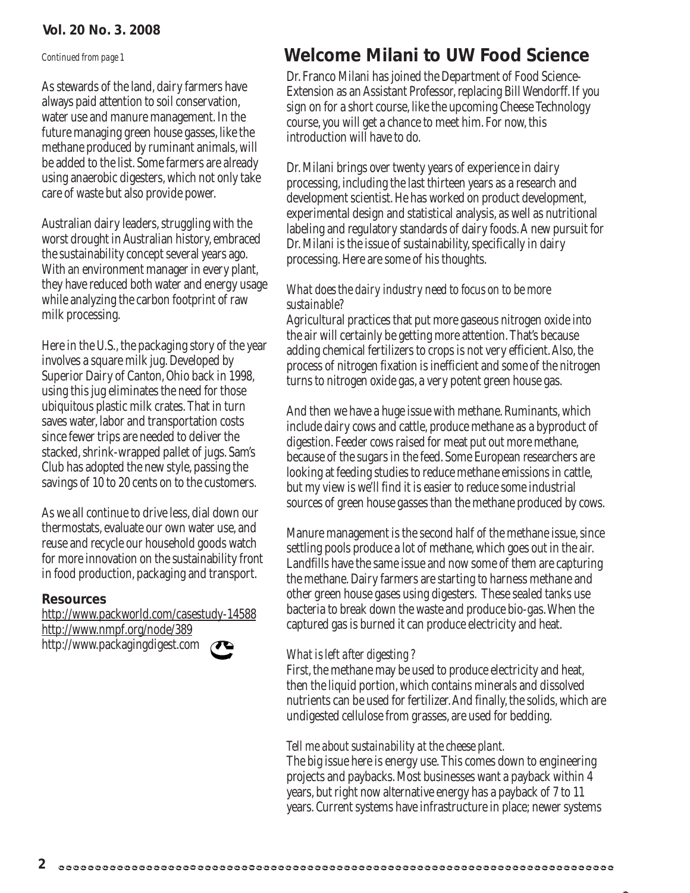*Continued from page 1*

As stewards of the land, dairy farmers have always paid attention to soil conservation, water use and manure management. In the future managing green house gasses, like the methane produced by ruminant animals, will be added to the list. Some farmers are already using anaerobic digesters, which not only take care of waste but also provide power.

Australian dairy leaders, struggling with the worst drought in Australian history, embraced the sustainability concept several years ago. With an environment manager in every plant, they have reduced both water and energy usage while analyzing the carbon footprint of raw milk processing.

Here in the U.S., the packaging story of the year involves a square milk jug. Developed by Superior Dairy of Canton, Ohio back in 1998, using this jug eliminates the need for those ubiquitous plastic milk crates. That in turn saves water, labor and transportation costs since fewer trips are needed to deliver the stacked, shrink-wrapped pallet of jugs. Sam's Club has adopted the new style, passing the savings of 10 to 20 cents on to the customers.

As we all continue to drive less, dial down our thermostats, evaluate our own water use, and reuse and recycle our household goods watch for more innovation on the sustainability front in food production, packaging and transport.

**Resources**

http://www.packworld.com/casestudy-14588
http://www.nmpf.org/node/389
http://www.packagingdigest.com

## Welcome Milani to UW Food Science

Dr. Franco Milani has joined the Department of Food Science-Extension as an Assistant Professor, replacing Bill Wendorff. If you sign on for a short course, like the upcoming Cheese Technology course, you will get a chance to meet him. For now, this introduction will have to do.

Dr. Milani brings over twenty years of experience in dairy processing, including the last thirteen years as a research and development scientist. He has worked on product development, experimental design and statistical analysis, as well as nutritional labeling and regulatory standards of dairy foods. A new pursuit for Dr. Milani is the issue of sustainability, specifically in dairy processing. Here are some of his thoughts.

*What does the dairy industry need to focus on to be more sustainable?*

Agricultural practices that put more gaseous nitrogen oxide into the air will certainly be getting more attention. That's because adding chemical fertilizers to crops is not very efficient. Also, the process of nitrogen fixation is inefficient and some of the nitrogen turns to nitrogen oxide gas, a very potent green house gas.

And then we have a huge issue with methane. Ruminants, which include dairy cows and cattle, produce methane as a byproduct of digestion. Feeder cows raised for meat put out more methane, because of the sugars in the feed. Some European researchers are looking at feeding studies to reduce methane emissions in cattle, but my view is we'll find it is easier to reduce some industrial sources of green house gasses than the methane produced by cows.

Manure management is the second half of the methane issue, since settling pools produce a lot of methane, which goes out in the air. Landfills have the same issue and now some of them are capturing the methane. Dairy farmers are starting to harness methane and other green house gases using digesters. These sealed tanks use bacteria to break down the waste and produce bio-gas. When the captured gas is burned it can produce electricity and heat.

*What is left after digesting?*

First, the methane may be used to produce electricity and heat, then the liquid portion, which contains minerals and dissolved nutrients can be used for fertilizer. And finally, the solids, which are undigested cellulose from grasses, are used for bedding.

*Tell me about sustainability at the cheese plant.*

The big issue here is energy use. This comes down to engineering projects and paybacks. Most businesses want a payback within 4 years, but right now alternative energy has a payback of 7 to 11 years. Current systems have infrastructure in place; newer systems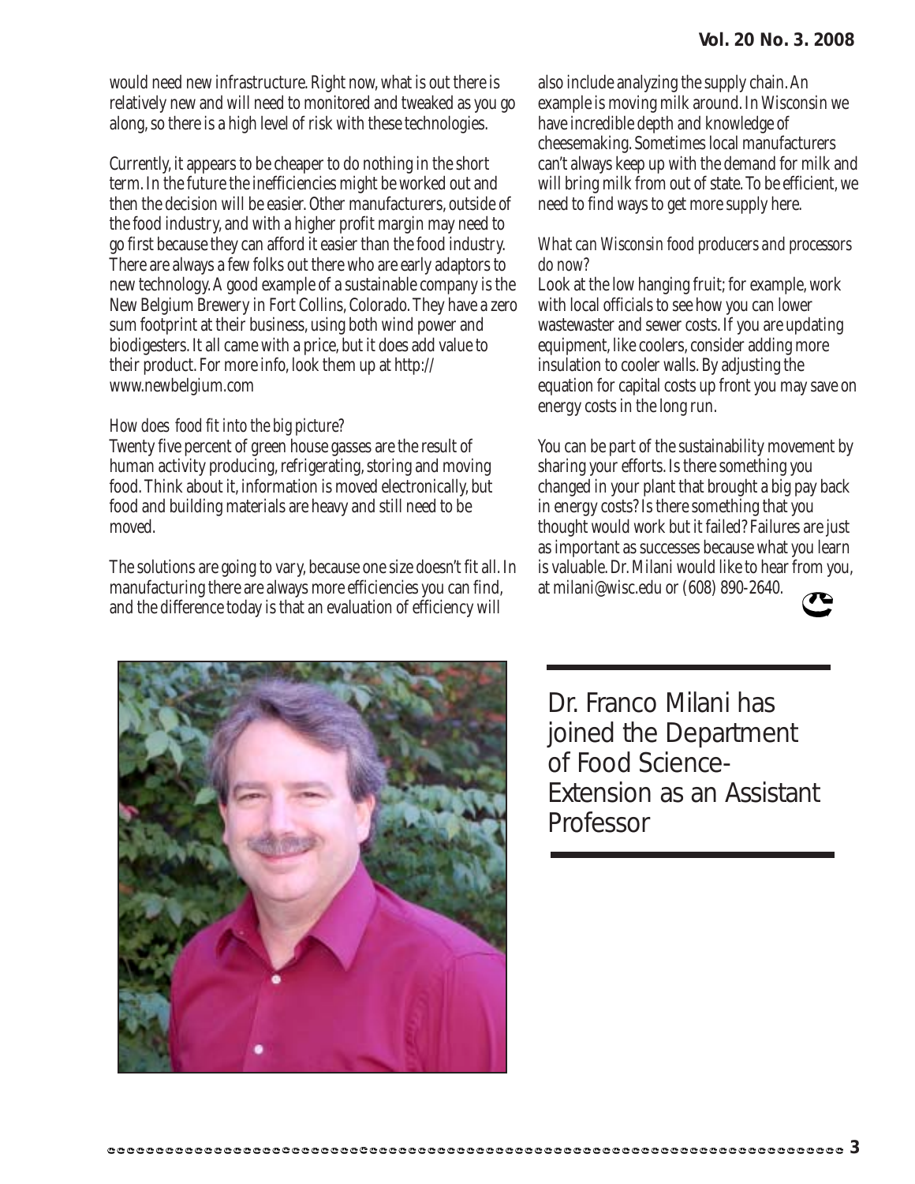would need new infrastructure. Right now, what is out there is relatively new and will need to monitored and tweaked as you go along, so there is a high level of risk with these technologies.

Currently, it appears to be cheaper to do nothing in the short term. In the future the inefficiencies might be worked out and then the decision will be easier. Other manufacturers, outside of the food industry, and with a higher profit margin may need to go first because they can afford it easier than the food industry. There are always a few folks out there who are early adaptors to new technology. A good example of a sustainable company is the New Belgium Brewery in Fort Collins, Colorado. They have a zero sum footprint at their business, using both wind power and biodigesters. It all came with a price, but it does add value to their product. For more info, look them up at http://www.newbelgium.com

*How does food fit into the big picture?*

Twenty five percent of green house gasses are the result of human activity producing, refrigerating, storing and moving food. Think about it, information is moved electronically, but food and building materials are heavy and still need to be moved.

The solutions are going to vary, because one size doesn't fit all. In manufacturing there are always more efficiencies you can find, and the difference today is that an evaluation of efficiency will also include analyzing the supply chain. An example is moving milk around. In Wisconsin we have incredible depth and knowledge of cheesemaking. Sometimes local manufacturers can't always keep up with the demand for milk and will bring milk from out of state. To be efficient, we need to find ways to get more supply here.

*What can Wisconsin food producers and processors do now?*

Look at the low hanging fruit; for example, work with local officials to see how you can lower wastewaster and sewer costs. If you are updating equipment, like coolers, consider adding more insulation to cooler walls. By adjusting the equation for capital costs up front you may save on energy costs in the long run.

You can be part of the sustainability movement by sharing your efforts. Is there something you changed in your plant that brought a big pay back in energy costs? Is there something that you thought would work but it failed? Failures are just as important as successes because what you learn is valuable. Dr. Milani would like to hear from you, at milani@wisc.edu or (608) 890-2640.

Dr. Franco Milani has joined the Department of Food Science-Extension as an Assistant Professor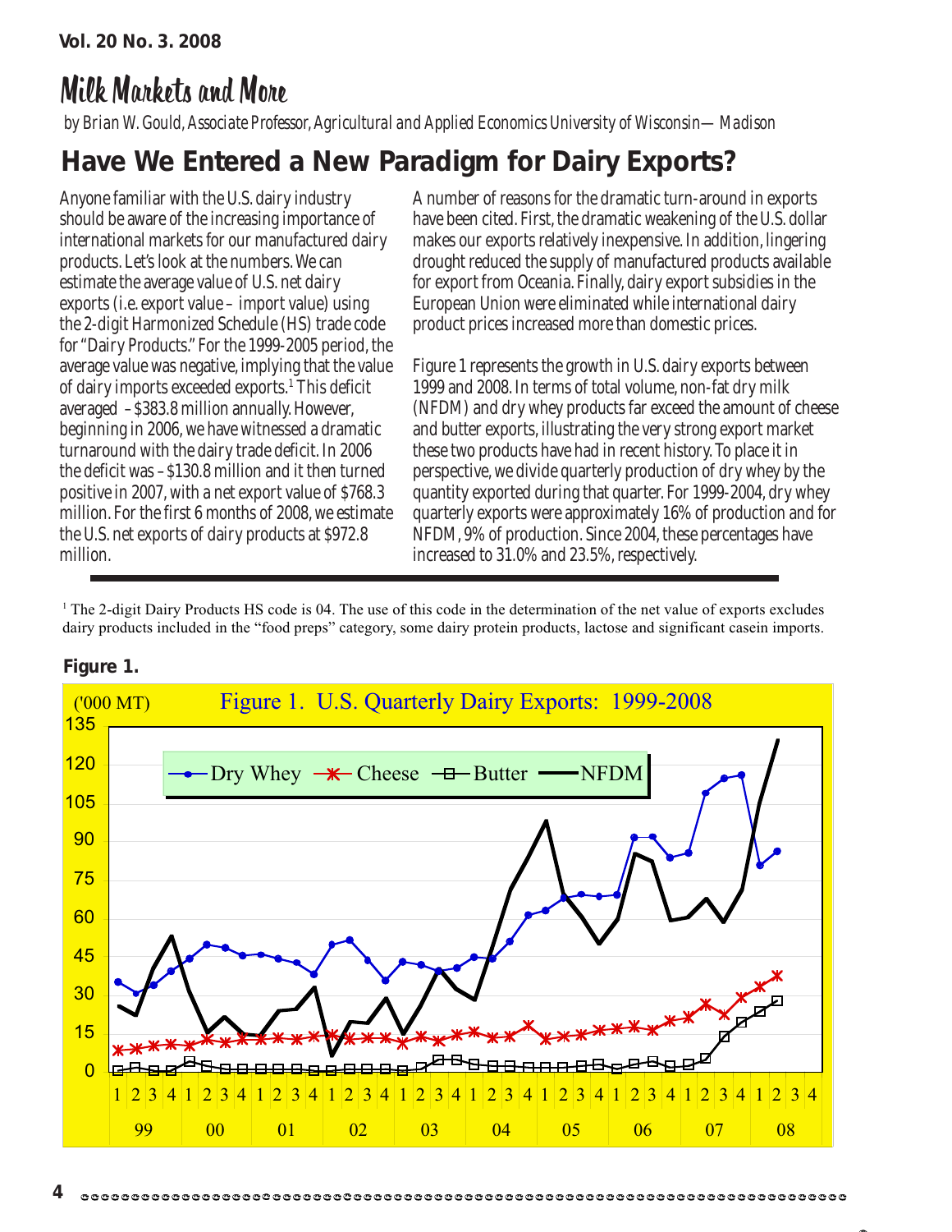# Milk Markets and More

*by Brian W. Gould, Associate Professor, Agricultural and Applied Economics University of Wisconsin—Madison*

## Have We Entered a New Paradigm for Dairy Exports?

Anyone familiar with the U.S. dairy industry should be aware of the increasing importance of international markets for our manufactured dairy products. Let's look at the numbers. We can estimate the average value of U.S. net dairy exports (i.e. export value – import value) using the 2-digit Harmonized Schedule (HS) trade code for "Dairy Products." For the 1999-2005 period, the average value was negative, implying that the value of dairy imports exceeded exports.[1] This deficit averaged –$383.8 million annually. However, beginning in 2006, we have witnessed a dramatic turnaround with the dairy trade deficit. In 2006 the deficit was –$130.8 million and it then turned positive in 2007, with a net export value of $768.3 million. For the first 6 months of 2008, we estimate the U.S. net exports of dairy products at $972.8 million.

A number of reasons for the dramatic turn-around in exports have been cited. First, the dramatic weakening of the U.S. dollar makes our exports relatively inexpensive. In addition, lingering drought reduced the supply of manufactured products available for export from Oceania. Finally, dairy export subsidies in the European Union were eliminated while international dairy product prices increased more than domestic prices.

Figure 1 represents the growth in U.S. dairy exports between 1999 and 2008. In terms of total volume, non-fat dry milk (NFDM) and dry whey products far exceed the amount of cheese and butter exports, illustrating the very strong export market these two products have had in recent history. To place it in perspective, we divide quarterly production of dry whey by the quantity exported during that quarter. For 1999-2004, dry whey quarterly exports were approximately 16% of production and for NFDM, 9% of production. Since 2004, these percentages have increased to 31.0% and 23.5%, respectively.

[1] The 2-digit Dairy Products HS code is 04. The use of this code in the determination of the net value of exports excludes dairy products included in the "food preps" category, some dairy protein products, lactose and significant casein imports.

**Figure 1.**

Figure 1. U.S. Quarterly Dairy Exports: 1999-2008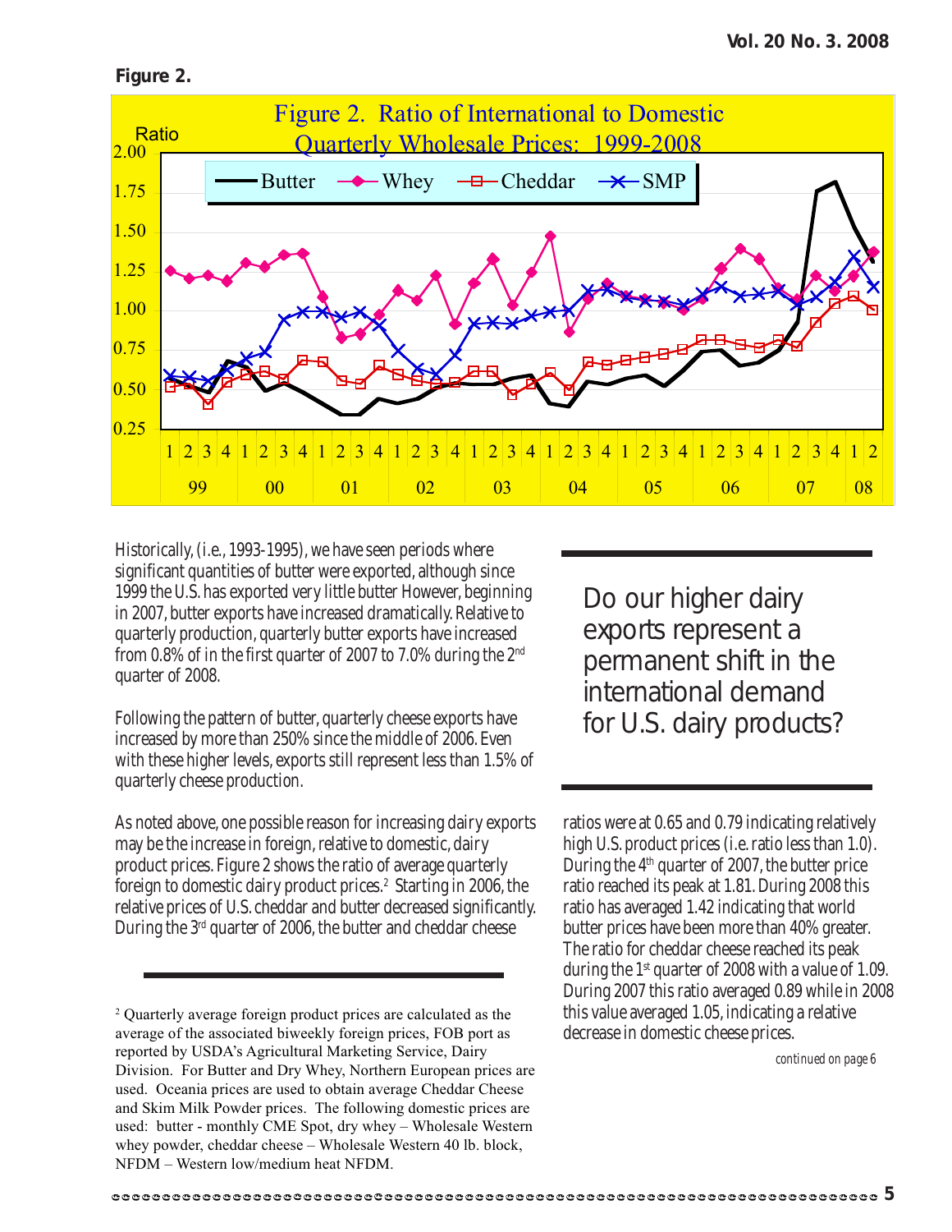**Figure 2.**

Figure 2. Ratio of International to Domestic Quarterly Wholesale Prices: 1999-2008

Historically, (i.e., 1993-1995), we have seen periods where significant quantities of butter were exported, although since 1999 the U.S. has exported very little butter However, beginning in 2007, butter exports have increased dramatically. Relative to quarterly production, quarterly butter exports have increased from 0.8% of in the first quarter of 2007 to 7.0% during the 2nd quarter of 2008.

Following the pattern of butter, quarterly cheese exports have increased by more than 250% since the middle of 2006. Even with these higher levels, exports still represent less than 1.5% of quarterly cheese production.

As noted above, one possible reason for increasing dairy exports may be the increase in foreign, relative to domestic, dairy product prices. Figure 2 shows the ratio of average quarterly foreign to domestic dairy product prices.[2] Starting in 2006, the relative prices of U.S. cheddar and butter decreased significantly. During the 3rd quarter of 2006, the butter and cheddar cheese ratios were at 0.65 and 0.79 indicating relatively high U.S. product prices (i.e. ratio less than 1.0). During the 4th quarter of 2007, the butter price ratio reached its peak at 1.81. During 2008 this ratio has averaged 1.42 indicating that world butter prices have been more than 40% greater. The ratio for cheddar cheese reached its peak during the 1st quarter of 2008 with a value of 1.09. During 2007 this ratio averaged 0.89 while in 2008 this value averaged 1.05, indicating a relative decrease in domestic cheese prices.

> Do our higher dairy exports represent a permanent shift in the international demand for U.S. dairy products?

*continued on page 6*

[2] Quarterly average foreign product prices are calculated as the average of the associated biweekly foreign prices, FOB port as reported by USDA's Agricultural Marketing Service, Dairy Division. For Butter and Dry Whey, Northern European prices are used. Oceania prices are used to obtain average Cheddar Cheese and Skim Milk Powder prices. The following domestic prices are used: butter - monthly CME Spot, dry whey – Wholesale Western whey powder, cheddar cheese – Wholesale Western 40 lb. block, NFDM – Western low/medium heat NFDM.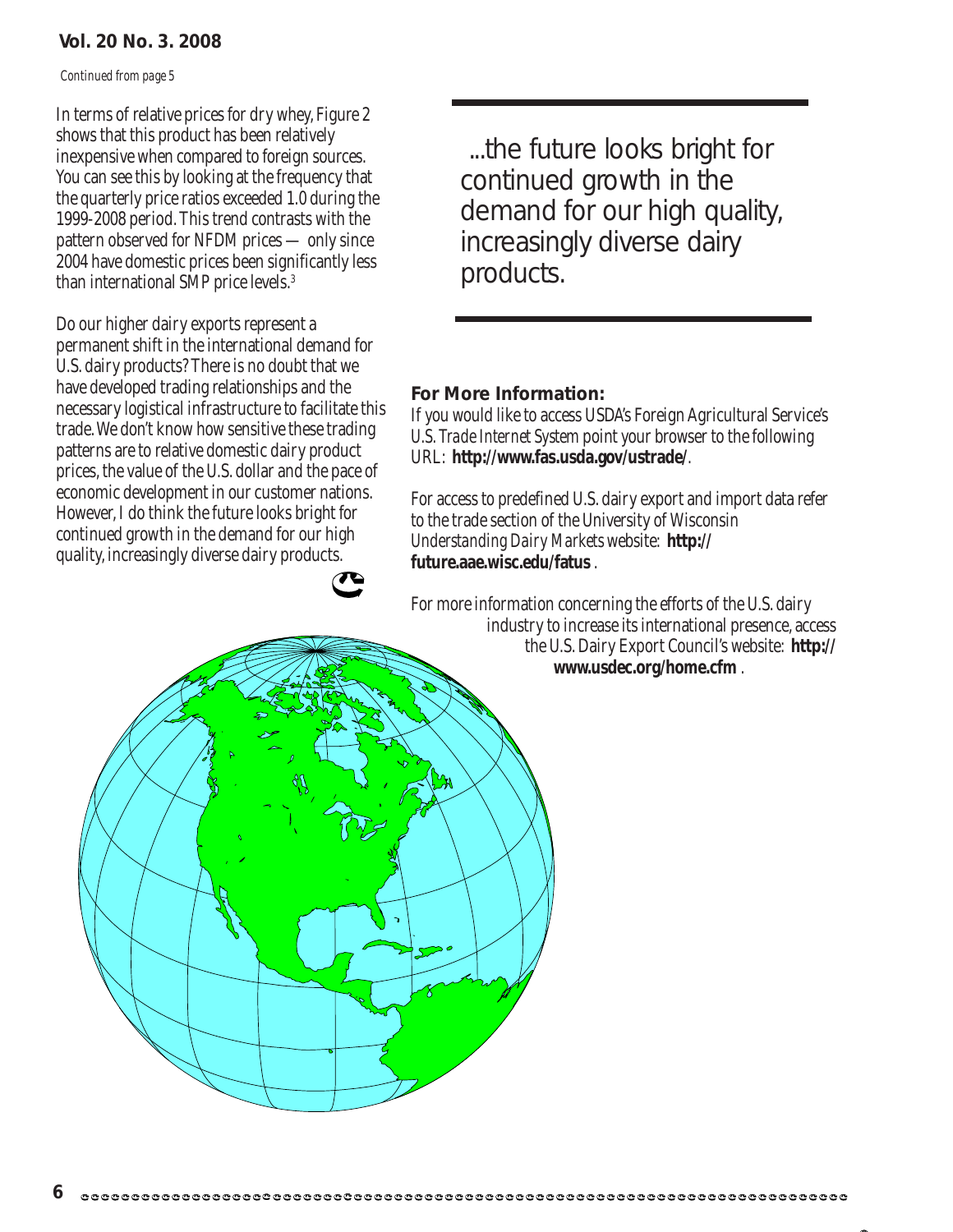*Continued from page 5*

In terms of relative prices for dry whey, Figure 2 shows that this product has been relatively inexpensive when compared to foreign sources. You can see this by looking at the frequency that the quarterly price ratios exceeded 1.0 during the 1999-2008 period. This trend contrasts with the pattern observed for NFDM prices — only since 2004 have domestic prices been significantly less than international SMP price levels.[3]

Do our higher dairy exports represent a permanent shift in the international demand for U.S. dairy products? There is no doubt that we have developed trading relationships and the necessary logistical infrastructure to facilitate this trade. We don't know how sensitive these trading patterns are to relative domestic dairy product prices, the value of the U.S. dollar and the pace of economic development in our customer nations. However, I do think the future looks bright for continued growth in the demand for our high quality, increasingly diverse dairy products.

...the future looks bright for continued growth in the demand for our high quality, increasingly diverse dairy products.

**For More Information:**

If you would like to access USDA's Foreign Agricultural Service's *U.S. Trade Internet System* point your browser to the following URL: **http://www.fas.usda.gov/ustrade/**.

For access to predefined U.S. dairy export and import data refer to the trade section of the University of Wisconsin *Understanding Dairy Markets* website: **http://future.aae.wisc.edu/fatus** .

For more information concerning the efforts of the U.S. dairy industry to increase its international presence, access the U.S. Dairy Export Council's website: **http://www.usdec.org/home.cfm** .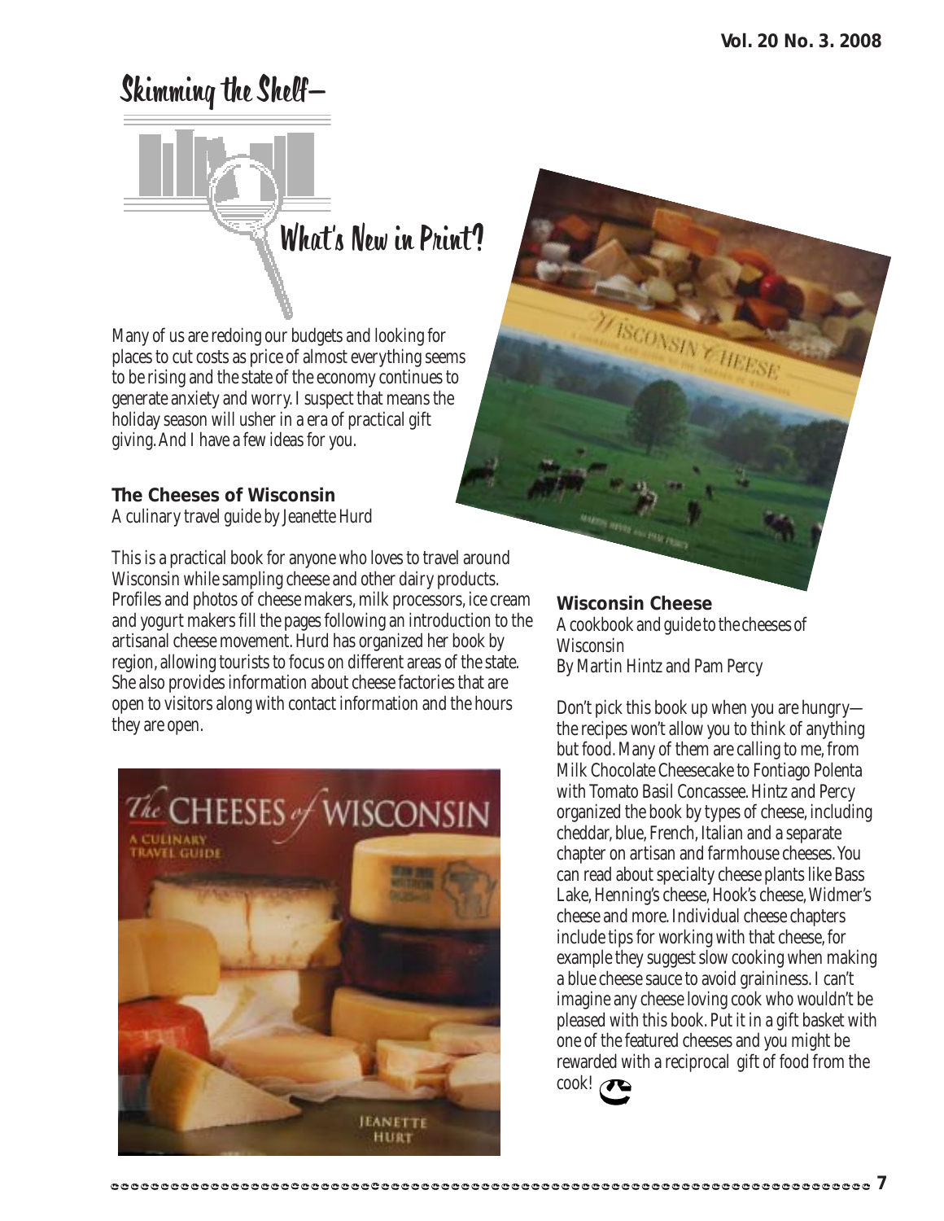# Skimming the Shelf—

## What's New in Print?

Many of us are redoing our budgets and looking for places to cut costs as price of almost everything seems to be rising and the state of the economy continues to generate anxiety and worry. I suspect that means the holiday season will usher in a era of practical gift giving. And I have a few ideas for you.

**The Cheeses of Wisconsin**
A culinary travel guide by Jeanette Hurd

This is a practical book for anyone who loves to travel around Wisconsin while sampling cheese and other dairy products. Profiles and photos of cheese makers, milk processors, ice cream and yogurt makers fill the pages following an introduction to the artisanal cheese movement. Hurd has organized her book by region, allowing tourists to focus on different areas of the state. She also provides information about cheese factories that are open to visitors along with contact information and the hours they are open.

**Wisconsin Cheese**
A cookbook and guide to the cheeses of Wisconsin
By Martin Hintz and Pam Percy

Don't pick this book up when you are hungry—the recipes won't allow you to think of anything but food. Many of them are calling to me, from Milk Chocolate Cheesecake to Fontiago Polenta with Tomato Basil Concassee. Hintz and Percy organized the book by types of cheese, including cheddar, blue, French, Italian and a separate chapter on artisan and farmhouse cheeses. You can read about specialty cheese plants like Bass Lake, Henning's cheese, Hook's cheese, Widmer's cheese and more. Individual cheese chapters include tips for working with that cheese, for example they suggest slow cooking when making a blue cheese sauce to avoid graininess. I can't imagine any cheese loving cook who wouldn't be pleased with this book. Put it in a gift basket with one of the featured cheeses and you might be rewarded with a reciprocal gift of food from the cook!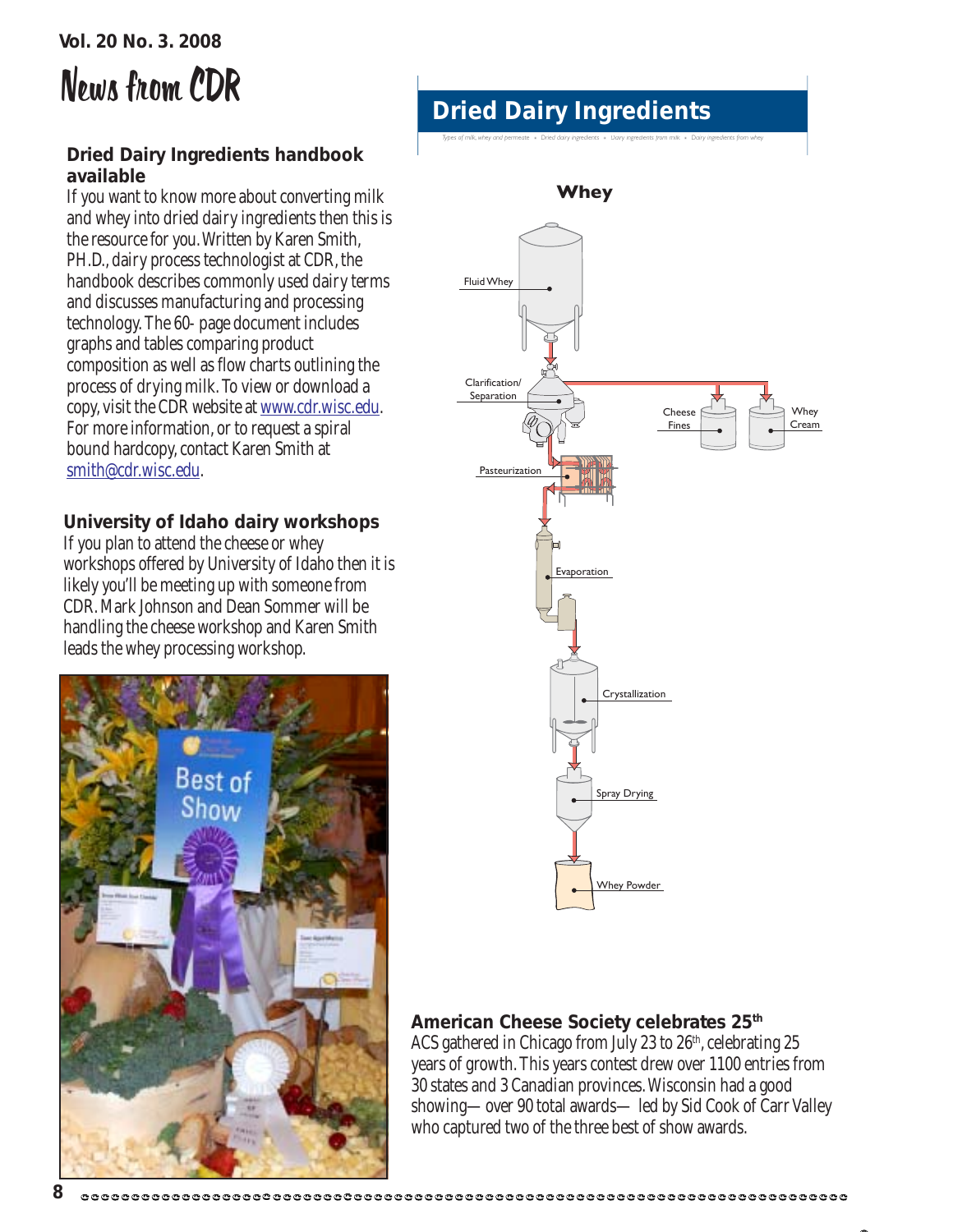# News from CDR

## Dried Dairy Ingredients handbook available

If you want to know more about converting milk and whey into dried dairy ingredients then this is the resource for you. Written by Karen Smith, PH.D., dairy process technologist at CDR, the handbook describes commonly used dairy terms and discusses manufacturing and processing technology. The 60- page document includes graphs and tables comparing product composition as well as flow charts outlining the process of drying milk. To view or download a copy, visit the CDR website at www.cdr.wisc.edu. For more information, or to request a spiral bound hardcopy, contact Karen Smith at smith@cdr.wisc.edu.

## University of Idaho dairy workshops

If you plan to attend the cheese or whey workshops offered by University of Idaho then it is likely you'll be meeting up with someone from CDR. Mark Johnson and Dean Sommer will be handling the cheese workshop and Karen Smith leads the whey processing workshop.

## Dried Dairy Ingredients

Types of milk, whey and permeate • Dried dairy ingredients • Dairy ingredients from milk • Dairy ingredients from whey

**Whey**

Fluid Whey → Clarification/ Separation (→ Cheese Fines, Whey Cream) → Pasteurization → Evaporation → Crystallization → Spray Drying → Whey Powder

## American Cheese Society celebrates 25th

ACS gathered in Chicago from July 23 to 26th, celebrating 25 years of growth. This years contest drew over 1100 entries from 30 states and 3 Canadian provinces. Wisconsin had a good showing— over 90 total awards— led by Sid Cook of Carr Valley who captured two of the three best of show awards.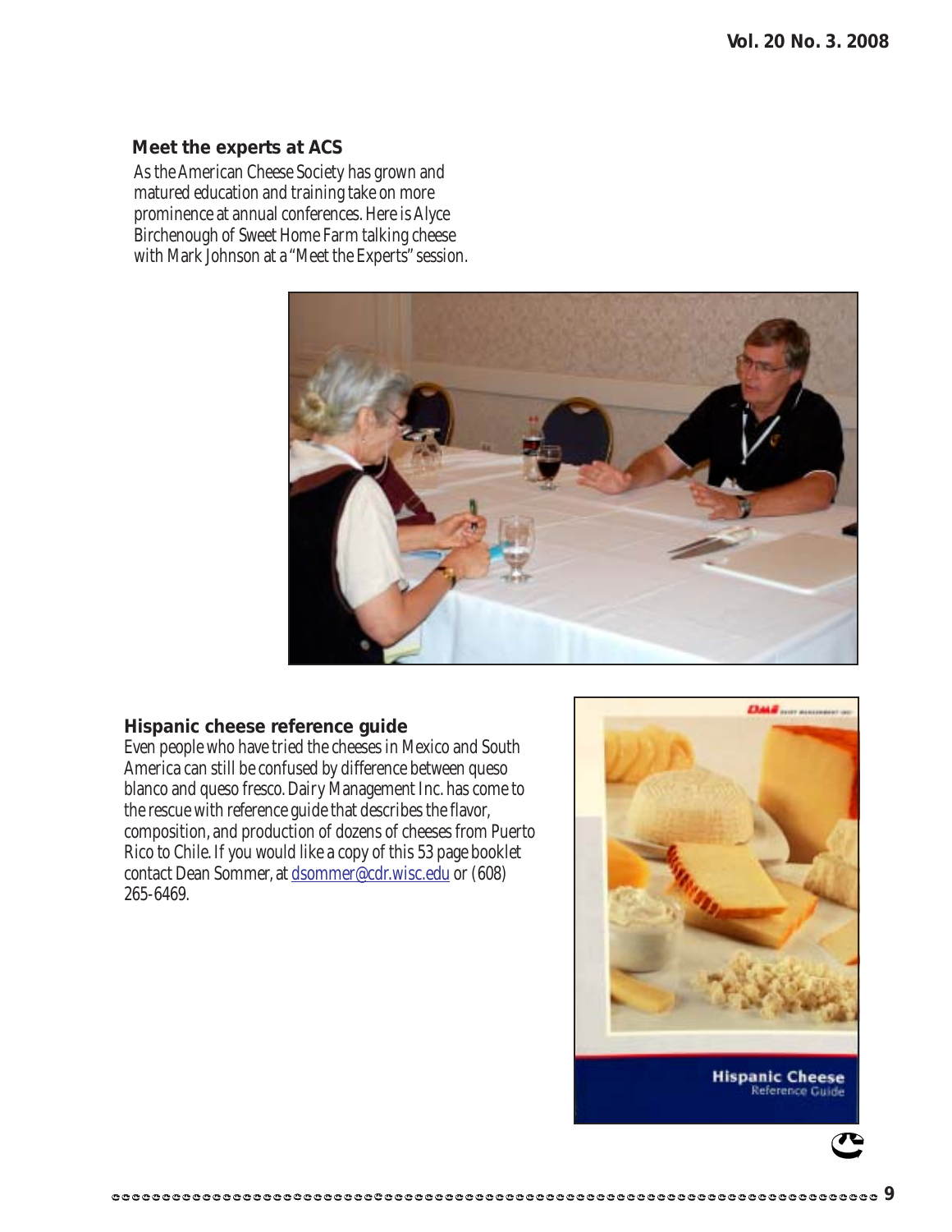## Meet the experts at ACS

As the American Cheese Society has grown and matured education and training take on more prominence at annual conferences. Here is Alyce Birchenough of Sweet Home Farm talking cheese with Mark Johnson at a "Meet the Experts" session.

## Hispanic cheese reference guide

Even people who have tried the cheeses in Mexico and South America can still be confused by difference between queso blanco and queso fresco. Dairy Management Inc. has come to the rescue with reference guide that describes the flavor, composition, and production of dozens of cheeses from Puerto Rico to Chile. If you would like a copy of this 53 page booklet contact Dean Sommer, at dsommer@cdr.wisc.edu or (608) 265-6469.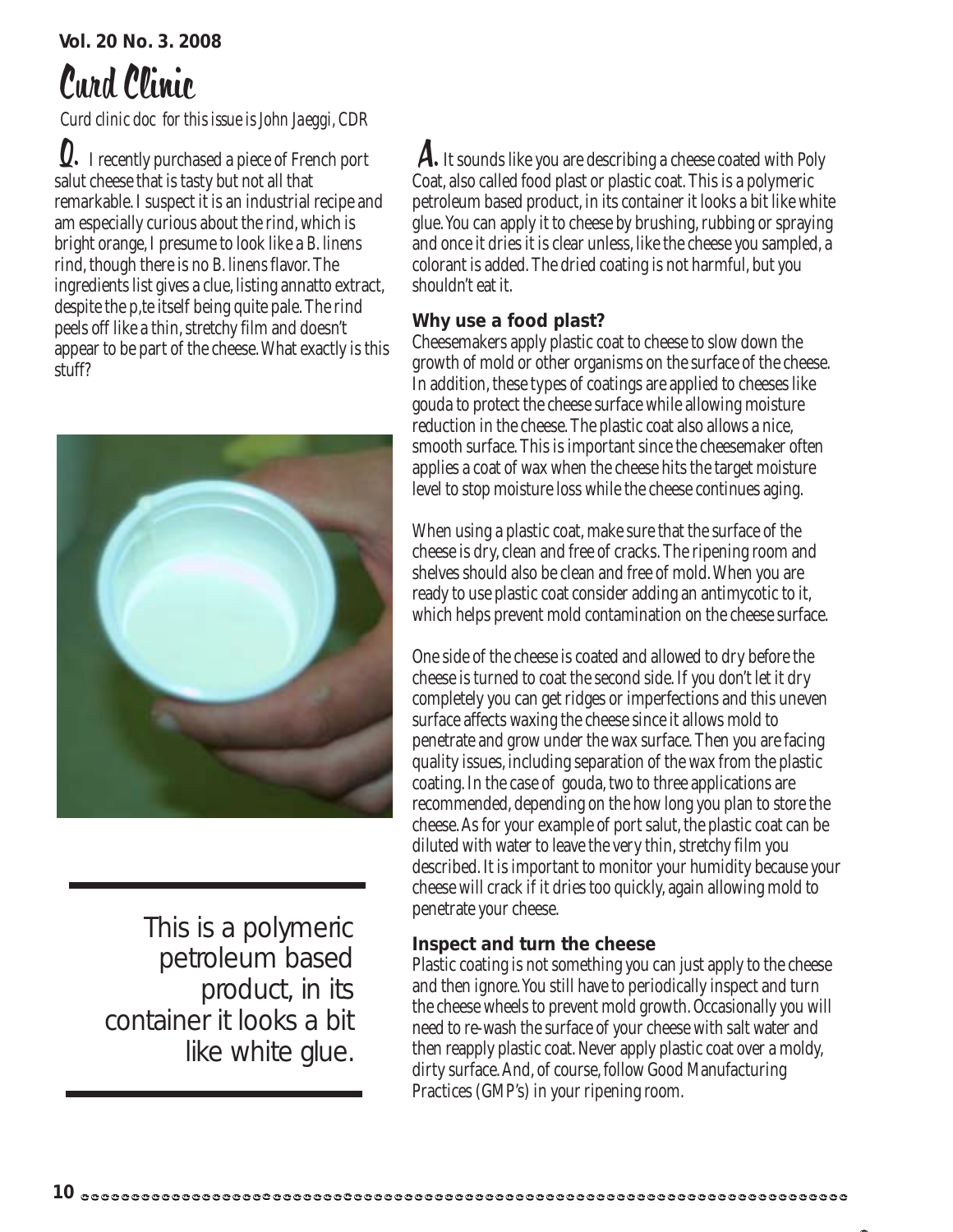# Curd Clinic

*Curd clinic doc for this issue is John Jaeggi, CDR*

**Q.** I recently purchased a piece of French port salut cheese that is tasty but not all that remarkable. I suspect it is an industrial recipe and am especially curious about the rind, which is bright orange, I presume to look like a *B. linens* rind, though there is no *B. linens* flavor. The ingredients list gives a clue, listing annatto extract, despite the p,te itself being quite pale. The rind peels off like a thin, stretchy film and doesn't appear to be part of the cheese. What exactly is this stuff?

> This is a polymeric petroleum based product, in its container it looks a bit like white glue.

**A.** It sounds like you are describing a cheese coated with Poly Coat, also called food plast or plastic coat. This is a polymeric petroleum based product, in its container it looks a bit like white glue. You can apply it to cheese by brushing, rubbing or spraying and once it dries it is clear unless, like the cheese you sampled, a colorant is added. The dried coating is not harmful, but you shouldn't eat it.

### Why use a food plast?

Cheesemakers apply plastic coat to cheese to slow down the growth of mold or other organisms on the surface of the cheese. In addition, these types of coatings are applied to cheeses like gouda to protect the cheese surface while allowing moisture reduction in the cheese. The plastic coat also allows a nice, smooth surface. This is important since the cheesemaker often applies a coat of wax when the cheese hits the target moisture level to stop moisture loss while the cheese continues aging.

When using a plastic coat, make sure that the surface of the cheese is dry, clean and free of cracks. The ripening room and shelves should also be clean and free of mold. When you are ready to use plastic coat consider adding an antimycotic to it, which helps prevent mold contamination on the cheese surface.

One side of the cheese is coated and allowed to dry before the cheese is turned to coat the second side. If you don't let it dry completely you can get ridges or imperfections and this uneven surface affects waxing the cheese since it allows mold to penetrate and grow under the wax surface. Then you are facing quality issues, including separation of the wax from the plastic coating. In the case of gouda, two to three applications are recommended, depending on the how long you plan to store the cheese. As for your example of port salut, the plastic coat can be diluted with water to leave the very thin, stretchy film you described. It is important to monitor your humidity because your cheese will crack if it dries too quickly, again allowing mold to penetrate your cheese.

### Inspect and turn the cheese

Plastic coating is not something you can just apply to the cheese and then ignore. You still have to periodically inspect and turn the cheese wheels to prevent mold growth. Occasionally you will need to re-wash the surface of your cheese with salt water and then reapply plastic coat. Never apply plastic coat over a moldy, dirty surface. And, of course, follow Good Manufacturing Practices (GMP's) in your ripening room.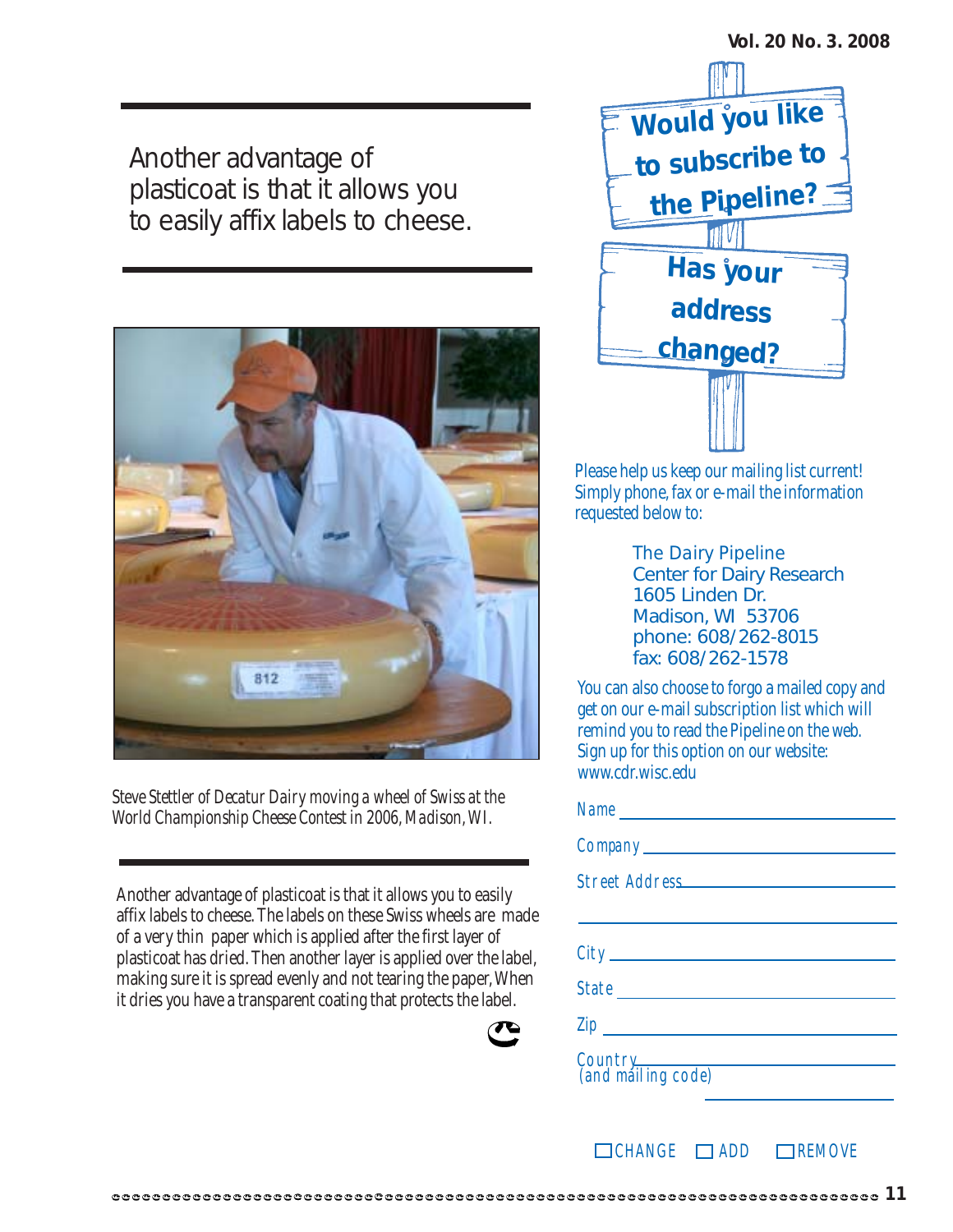Another advantage of plasticoat is that it allows you to easily affix labels to cheese.

*Steve Stettler of Decatur Dairy moving a wheel of Swiss at the World Championship Cheese Contest in 2006, Madison, WI.*

Another advantage of plasticoat is that it allows you to easily affix labels to cheese. The labels on these Swiss wheels are made of a very thin paper which is applied after the first layer of plasticoat has dried. Then another layer is applied over the label, making sure it is spread evenly and not tearing the paper, When it dries you have a transparent coating that protects the label.

## Would you like to subscribe to the Pipeline?

## Has your address changed?

Please help us keep our mailing list current! Simply phone, fax or e-mail the information requested below to:

The Dairy Pipeline
Center for Dairy Research
1605 Linden Dr.
Madison, WI 53706
phone: 608/262-8015
fax: 608/262-1578

You can also choose to forgo a mailed copy and get on our e-mail subscription list which will remind you to read the Pipeline on the web. Sign up for this option on our website: www.cdr.wisc.edu

Name \_\_\_\_\_\_\_\_\_\_\_\_\_\_\_\_\_\_\_\_

Company \_\_\_\_\_\_\_\_\_\_\_\_\_\_\_\_\_\_\_\_

Street Address \_\_\_\_\_\_\_\_\_\_\_\_\_\_\_\_\_\_\_\_

\_\_\_\_\_\_\_\_\_\_\_\_\_\_\_\_\_\_\_\_

City \_\_\_\_\_\_\_\_\_\_\_\_\_\_\_\_\_\_\_\_

State \_\_\_\_\_\_\_\_\_\_\_\_\_\_\_\_\_\_\_\_

Zip \_\_\_\_\_\_\_\_\_\_\_\_\_\_\_\_\_\_\_\_

Country (and mailing code) \_\_\_\_\_\_\_\_\_\_\_\_\_\_\_\_\_\_\_\_

☐ CHANGE ☐ ADD ☐ REMOVE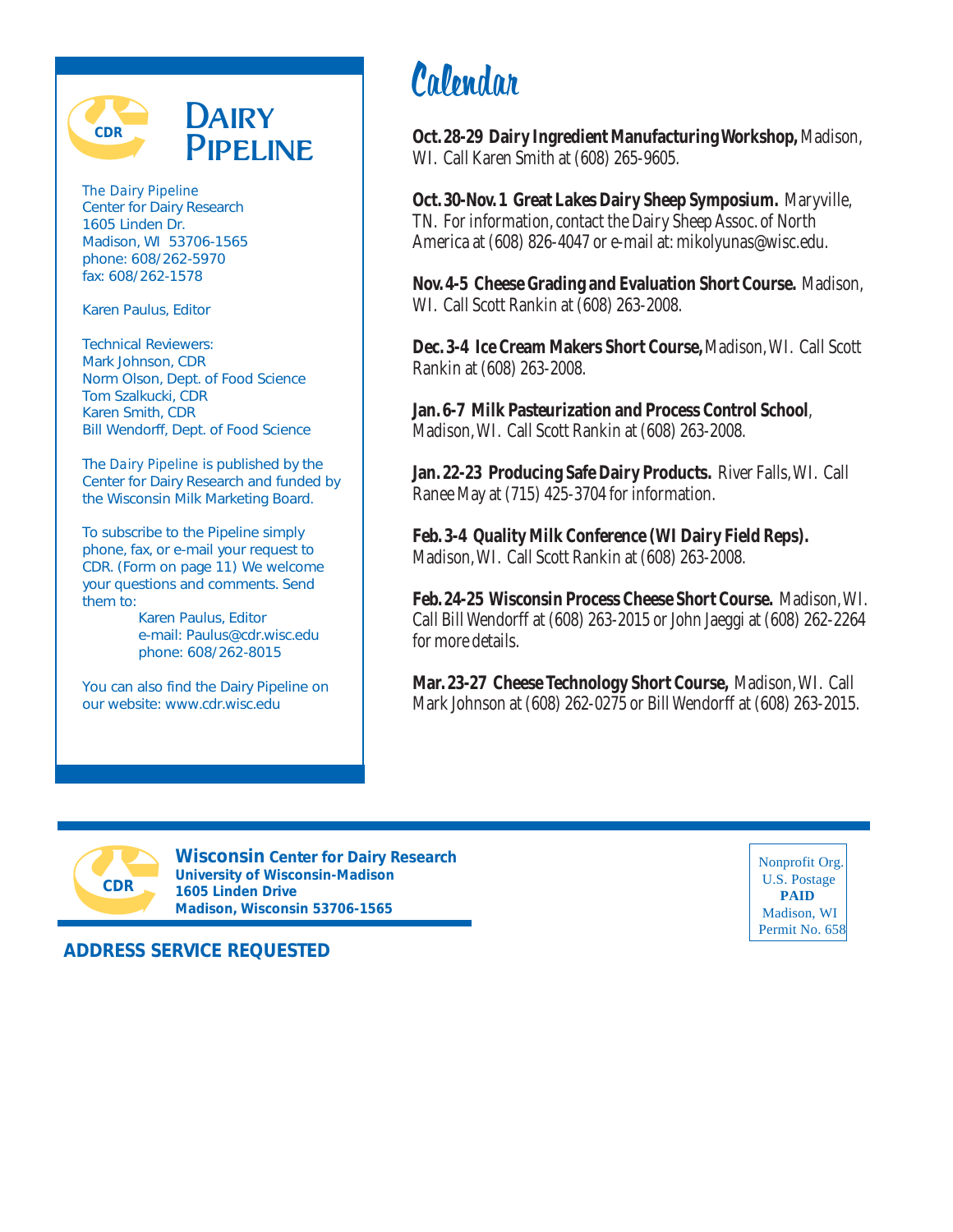# Dairy Pipeline

*The Dairy Pipeline*
Center for Dairy Research
1605 Linden Dr.
Madison, WI 53706-1565
phone: 608/262-5970
fax: 608/262-1578

Karen Paulus, Editor

Technical Reviewers:
Mark Johnson, CDR
Norm Olson, Dept. of Food Science
Tom Szalkucki, CDR
Karen Smith, CDR
Bill Wendorff, Dept. of Food Science

The *Dairy Pipeline* is published by the Center for Dairy Research and funded by the Wisconsin Milk Marketing Board.

To subscribe to the Pipeline simply phone, fax, or e-mail your request to CDR. (Form on page 11) We welcome your questions and comments. Send them to:

Karen Paulus, Editor
e-mail: Paulus@cdr.wisc.edu
phone: 608/262-8015

You can also find the Dairy Pipeline on our website: www.cdr.wisc.edu

# Calendar

**Oct. 28-29 Dairy Ingredient Manufacturing Workshop,** Madison, WI. Call Karen Smith at (608) 265-9605.

**Oct. 30-Nov. 1 Great Lakes Dairy Sheep Symposium.** Maryville, TN. For information, contact the Dairy Sheep Assoc. of North America at (608) 826-4047 or e-mail at: mikolyunas@wisc.edu.

**Nov. 4-5 Cheese Grading and Evaluation Short Course.** Madison, WI. Call Scott Rankin at (608) 263-2008.

**Dec. 3-4 Ice Cream Makers Short Course,** Madison, WI. Call Scott Rankin at (608) 263-2008.

**Jan. 6-7 Milk Pasteurization and Process Control School**, Madison, WI. Call Scott Rankin at (608) 263-2008.

**Jan. 22-23 Producing Safe Dairy Products.** River Falls, WI. Call Ranee May at (715) 425-3704 for information.

**Feb. 3-4 Quality Milk Conference (WI Dairy Field Reps).** Madison, WI. Call Scott Rankin at (608) 263-2008.

**Feb. 24-25 Wisconsin Process Cheese Short Course.** Madison, WI. Call Bill Wendorff at (608) 263-2015 or John Jaeggi at (608) 262-2264 for more details.

**Mar. 23-27 Cheese Technology Short Course,** Madison, WI. Call Mark Johnson at (608) 262-0275 or Bill Wendorff at (608) 263-2015.

---

**Wisconsin Center for Dairy Research**
**University of Wisconsin-Madison**
**1605 Linden Drive**
**Madison, Wisconsin 53706-1565**

**ADDRESS SERVICE REQUESTED**

Nonprofit Org.
U.S. Postage
**PAID**
Madison, WI
Permit No. 658